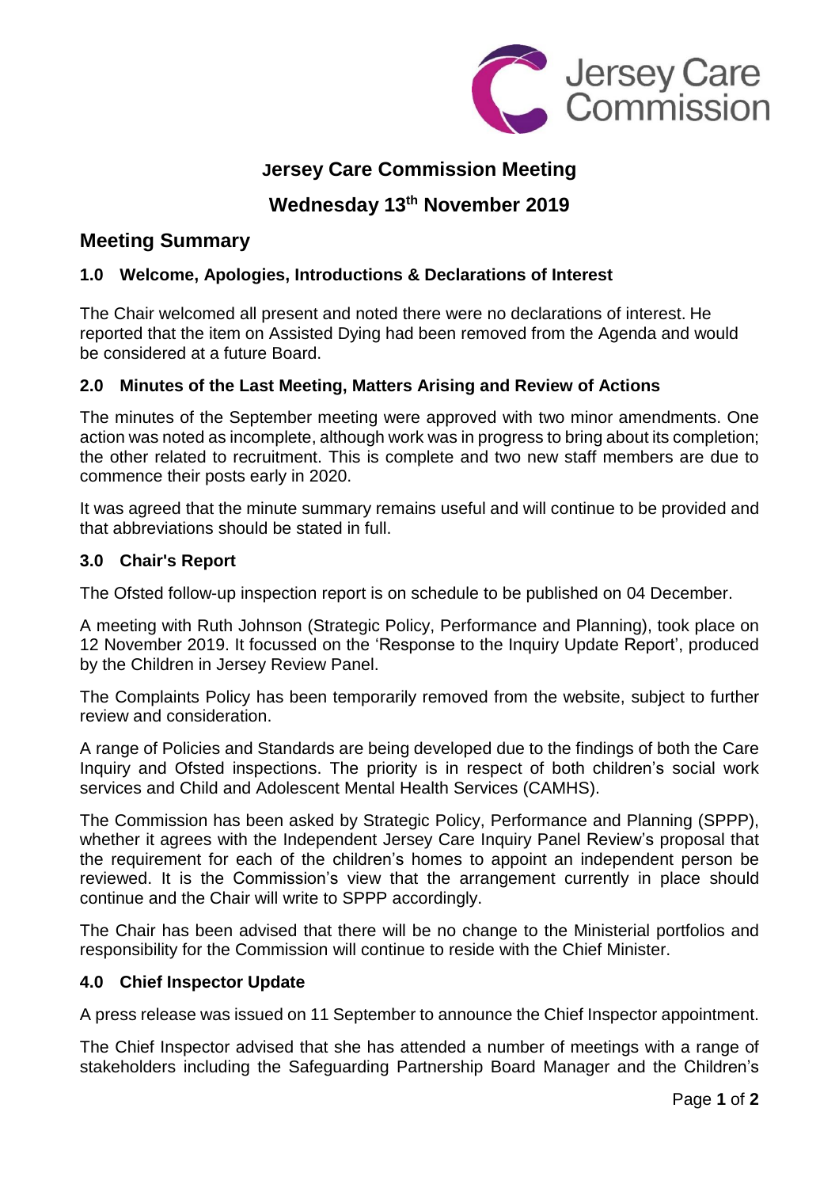# Jersey Care Commission Meeting

## Wednesday 13th November 2019

## Meeting Summary

### 1.0 Welcome, Apologies, Introductions & Declarations of Interest

The Chair welcomed all present and noted there were no declarations of interest. He reported that the item on Assisted Dying had been removed from the Agenda and would be considered at a future Board.

### 2.0 Minutes of the Last Meeting, Matters Arising and Review of Actions

The minutes of the September meeting were approved with two minor amendments. One action was noted as incomplete, although work was in progress to bring about its completion; the other related to recruitment. This is complete and two new staff members are due to commence their posts early in 2020.

It was agreed that the minute summary remains useful and will continue to be provided and that abbreviations should be stated in full.

### 3.0 Chair's Report

The Ofsted follow-up inspection report is on schedule to be published on 04 December.

A meeting with Ruth Johnson (Strategic Policy, Performance and Planning), took place on 12 November 2019. It focussed on the 'Response to the Inquiry Update Report', produced by the Children in Jersey Review Panel.

The Complaints Policy has been temporarily removed from the website, subject to further review and consideration.

A range of Policies and Standards are being developed due to the findings of both the Care Inquiry and Ofsted inspections. The priority is in respect of both children's social work services and Child and Adolescent Mental Health Services (CAMHS).

The Commission has been asked by Strategic Policy, Performance and Planning (SPPP), whether it agrees with the Independent Jersey Care Inquiry Panel Review's proposal that the requirement for each of the children's homes to appoint an independent person be reviewed. It is the Commission's view that the arrangement currently in place should continue and the Chair will write to SPPP accordingly.

The Chair has been advised that there will be no change to the Ministerial portfolios and responsibility for the Commission will continue to reside with the Chief Minister.

### 4.0 Chief Inspector Update

A press release was issued on 11 September to announce the Chief Inspector appointment.

The Chief Inspector advised that she has attended a number of meetings with a range of stakeholders including the Safeguarding Partnership Board Manager and the Children's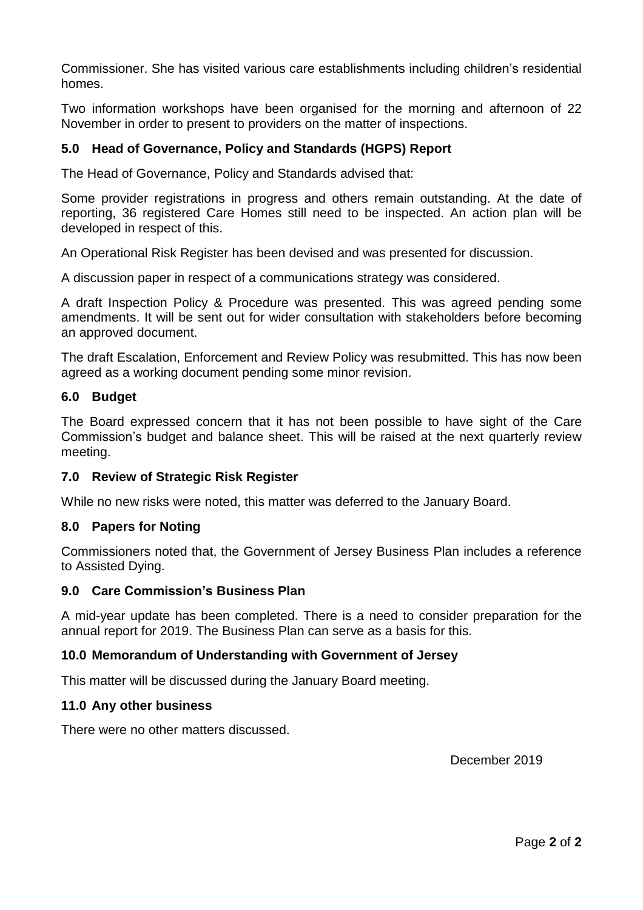Commissioner. She has visited various care establishments including children's residential homes.

Two information workshops have been organised for the morning and afternoon of 22 November in order to present to providers on the matter of inspections.

### 5.0 Head of Governance, Policy and Standards (HGPS) Report

The Head of Governance, Policy and Standards advised that:

Some provider registrations in progress and others remain outstanding. At the date of reporting, 36 registered Care Homes still need to be inspected. An action plan will be developed in respect of this.

An Operational Risk Register has been devised and was presented for discussion.

A discussion paper in respect of a communications strategy was considered.

A draft Inspection Policy & Procedure was presented. This was agreed pending some amendments. It will be sent out for wider consultation with stakeholders before becoming an approved document.

The draft Escalation, Enforcement and Review Policy was resubmitted. This has now been agreed as a working document pending some minor revision.

### 6.0 Budget

The Board expressed concern that it has not been possible to have sight of the Care Commission's budget and balance sheet. This will be raised at the next quarterly review meeting.

### 7.0 Review of Strategic Risk Register

While no new risks were noted, this matter was deferred to the January Board.

### 8.0 Papers for Noting

Commissioners noted that, the Government of Jersey Business Plan includes a reference to Assisted Dying.

### 9.0 Care Commission's Business Plan

A mid-year update has been completed. There is a need to consider preparation for the annual report for 2019. The Business Plan can serve as a basis for this.

### 10.0 Memorandum of Understanding with Government of Jersey

This matter will be discussed during the January Board meeting.

### 11.0 Any other business

There were no other matters discussed.

December 2019